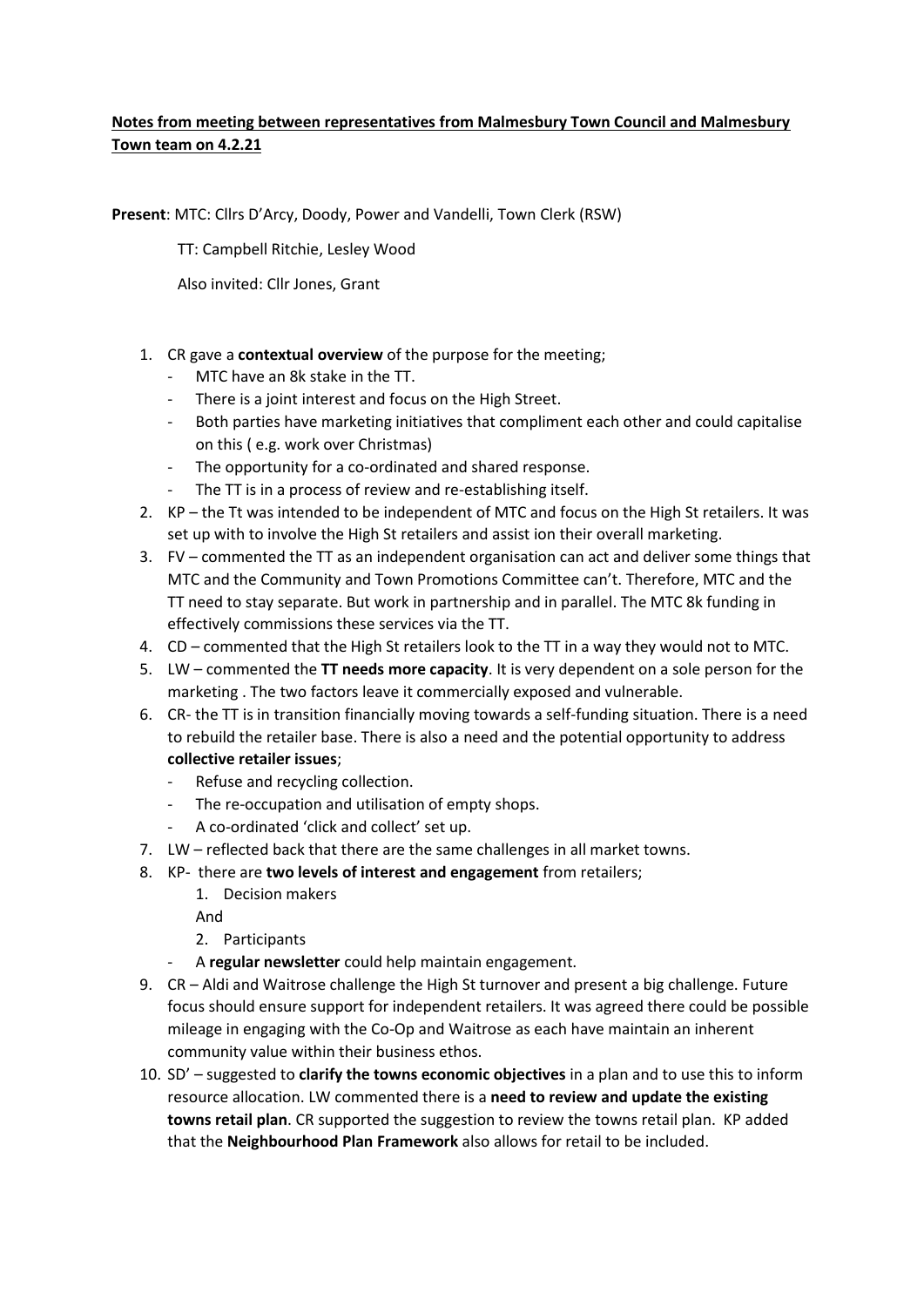**Notes from meeting between representatives from Malmesbury Town Council and Malmesbury Town team on 4.2.21**

**Present**: MTC: Cllrs D'Arcy, Doody, Power and Vandelli, Town Clerk (RSW)

TT: Campbell Ritchie, Lesley Wood

Also invited: Cllr Jones, Grant

1. CR gave a **contextual overview** of the purpose for the meeting;
   - MTC have an 8k stake in the TT.
   - There is a joint interest and focus on the High Street.
   - Both parties have marketing initiatives that compliment each other and could capitalise on this ( e.g. work over Christmas)
   - The opportunity for a co-ordinated and shared response.
   - The TT is in a process of review and re-establishing itself.
2. KP – the Tt was intended to be independent of MTC and focus on the High St retailers. It was set up with to involve the High St retailers and assist ion their overall marketing.
3. FV – commented the TT as an independent organisation can act and deliver some things that MTC and the Community and Town Promotions Committee can't. Therefore, MTC and the TT need to stay separate. But work in partnership and in parallel. The MTC 8k funding in effectively commissions these services via the TT.
4. CD – commented that the High St retailers look to the TT in a way they would not to MTC.
5. LW – commented the **TT needs more capacity**. It is very dependent on a sole person for the marketing . The two factors leave it commercially exposed and vulnerable.
6. CR- the TT is in transition financially moving towards a self-funding situation. There is a need to rebuild the retailer base. There is also a need and the potential opportunity to address **collective retailer issues**;
   - Refuse and recycling collection.
   - The re-occupation and utilisation of empty shops.
   - A co-ordinated 'click and collect' set up.
7. LW – reflected back that there are the same challenges in all market towns.
8. KP- there are **two levels of interest and engagement** from retailers;
   1. Decision makers

   And

   2. Participants

   - A **regular newsletter** could help maintain engagement.
9. CR – Aldi and Waitrose challenge the High St turnover and present a big challenge. Future focus should ensure support for independent retailers. It was agreed there could be possible mileage in engaging with the Co-Op and Waitrose as each have maintain an inherent community value within their business ethos.
10. SD' – suggested to **clarify the towns economic objectives** in a plan and to use this to inform resource allocation. LW commented there is a **need to review and update the existing towns retail plan**. CR supported the suggestion to review the towns retail plan. KP added that the **Neighbourhood Plan Framework** also allows for retail to be included.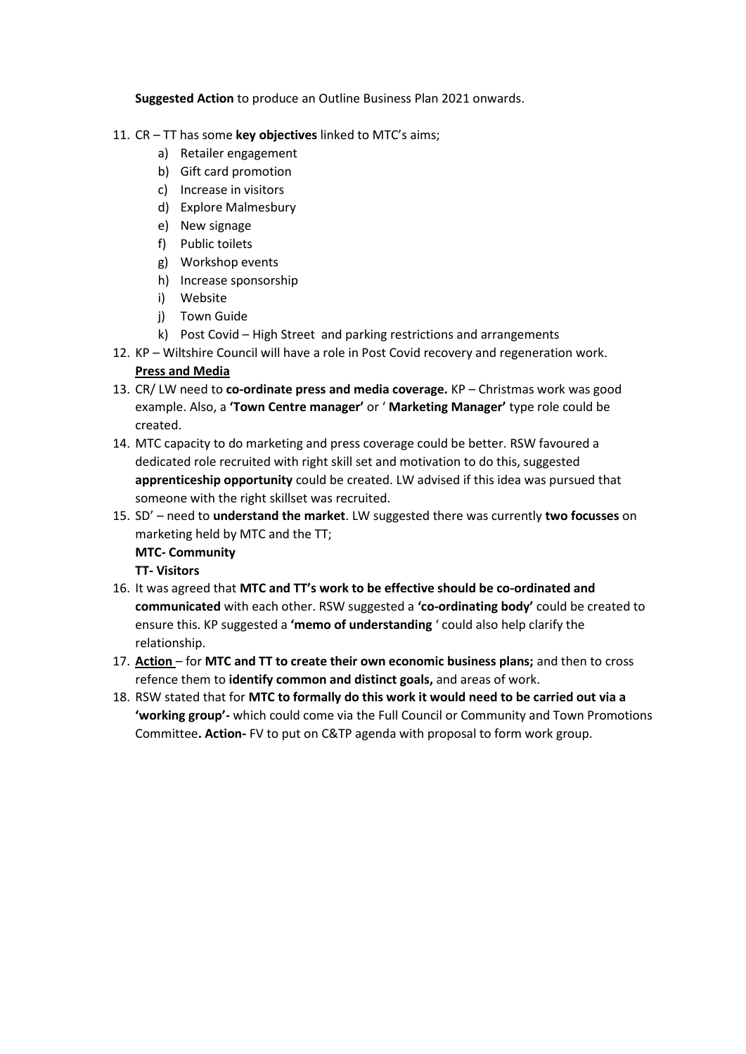**Suggested Action** to produce an Outline Business Plan 2021 onwards.

11. CR – TT has some **key objectives** linked to MTC's aims;
    a) Retailer engagement
    b) Gift card promotion
    c) Increase in visitors
    d) Explore Malmesbury
    e) New signage
    f) Public toilets
    g) Workshop events
    h) Increase sponsorship
    i) Website
    j) Town Guide
    k) Post Covid – High Street and parking restrictions and arrangements
12. KP – Wiltshire Council will have a role in Post Covid recovery and regeneration work.

    **Press and Media**

13. CR/ LW need to **co-ordinate press and media coverage.** KP – Christmas work was good example. Also, a **'Town Centre manager'** or ' **Marketing Manager'** type role could be created.
14. MTC capacity to do marketing and press coverage could be better. RSW favoured a dedicated role recruited with right skill set and motivation to do this, suggested **apprenticeship opportunity** could be created. LW advised if this idea was pursued that someone with the right skillset was recruited.
15. SD' – need to **understand the market**. LW suggested there was currently **two focusses** on marketing held by MTC and the TT;

    **MTC- Community**

    **TT- Visitors**
16. It was agreed that **MTC and TT's work to be effective should be co-ordinated and communicated** with each other. RSW suggested a **'co-ordinating body'** could be created to ensure this. KP suggested a **'memo of understanding** ' could also help clarify the relationship.
17. **Action** – for **MTC and TT to create their own economic business plans;** and then to cross refence them to **identify common and distinct goals,** and areas of work.
18. RSW stated that for **MTC to formally do this work it would need to be carried out via a 'working group'-** which could come via the Full Council or Community and Town Promotions Committee**. Action-** FV to put on C&TP agenda with proposal to form work group.